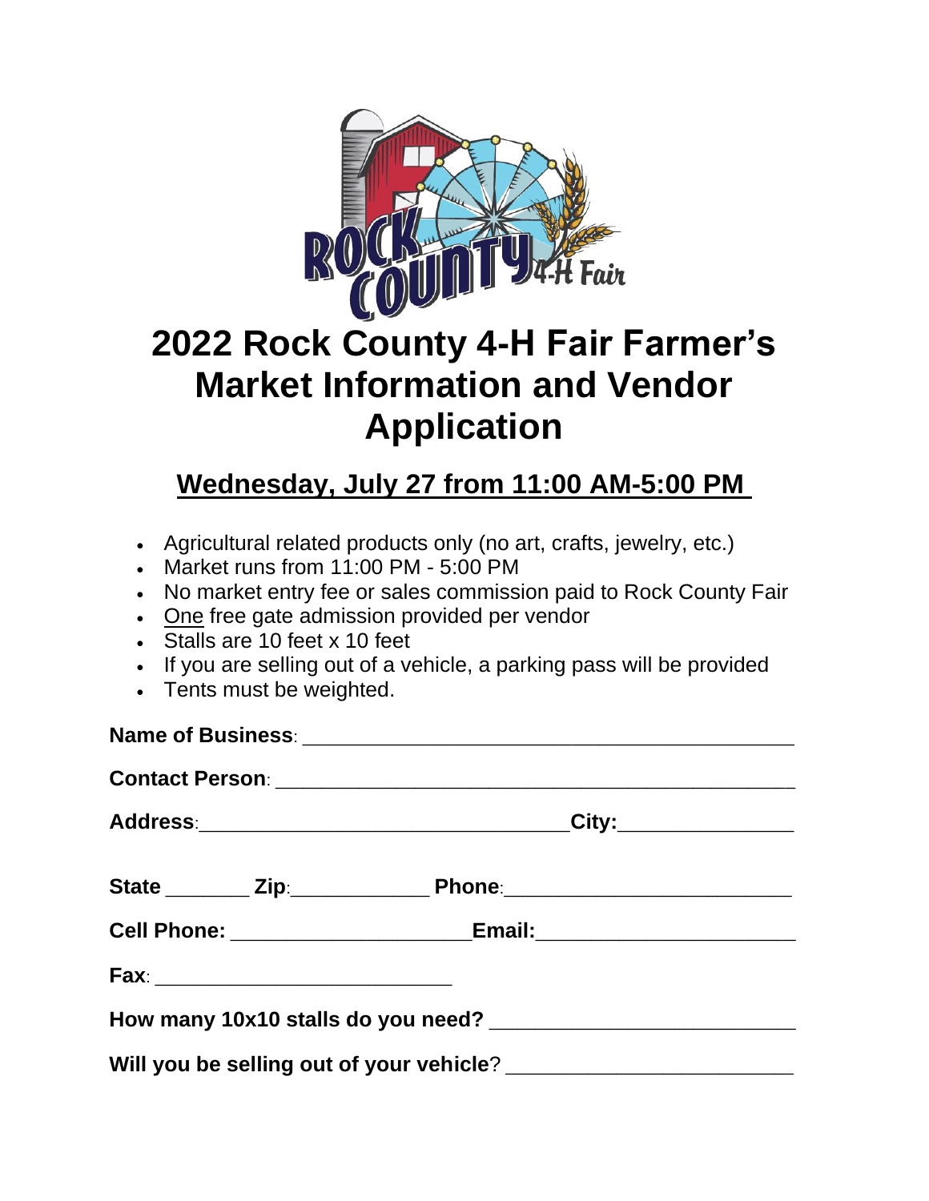# 2022 Rock County 4-H Fair Farmer's Market Information and Vendor Application

## Wednesday, July 27 from 11:00 AM-5:00 PM

- Agricultural related products only (no art, crafts, jewelry, etc.)
- Market runs from 11:00 PM - 5:00 PM
- No market entry fee or sales commission paid to Rock County Fair
- One free gate admission provided per vendor
- Stalls are 10 feet x 10 feet
- If you are selling out of a vehicle, a parking pass will be provided
- Tents must be weighted.

**Name of Business**: ______________________________________________

**Contact Person**: ______________________________________________

**Address**: ________________________________ **City**: _______________

**State** ________ **Zip**: ____________ **Phone**: __________________________

**Cell Phone**: _____________________ **Email**: _______________________

**Fax**: ___________________________

**How many 10x10 stalls do you need?** __________________________

**Will you be selling out of your vehicle**? ________________________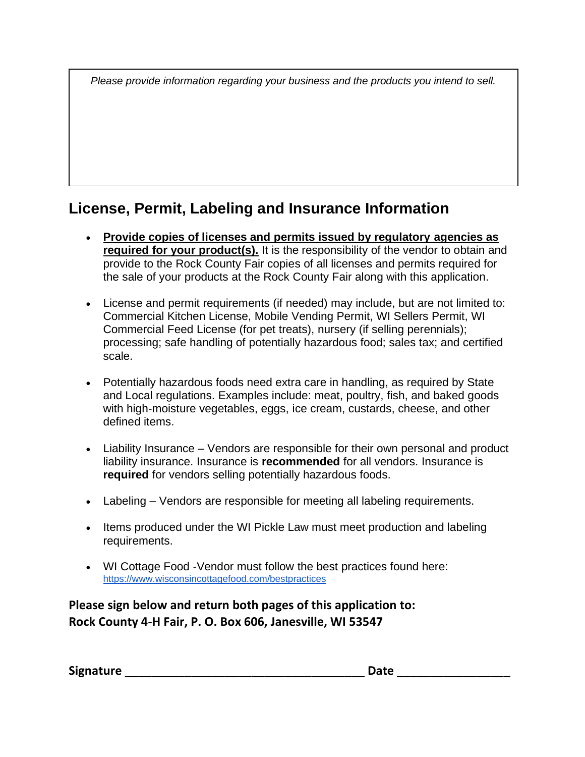*Please provide information regarding your business and the products you intend to sell.*

## License, Permit, Labeling and Insurance Information

- **Provide copies of licenses and permits issued by regulatory agencies as required for your product(s).** It is the responsibility of the vendor to obtain and provide to the Rock County Fair copies of all licenses and permits required for the sale of your products at the Rock County Fair along with this application.

- License and permit requirements (if needed) may include, but are not limited to: Commercial Kitchen License, Mobile Vending Permit, WI Sellers Permit, WI Commercial Feed License (for pet treats), nursery (if selling perennials); processing; safe handling of potentially hazardous food; sales tax; and certified scale.

- Potentially hazardous foods need extra care in handling, as required by State and Local regulations. Examples include: meat, poultry, fish, and baked goods with high-moisture vegetables, eggs, ice cream, custards, cheese, and other defined items.

- Liability Insurance – Vendors are responsible for their own personal and product liability insurance. Insurance is **recommended** for all vendors. Insurance is **required** for vendors selling potentially hazardous foods.

- Labeling – Vendors are responsible for meeting all labeling requirements.

- Items produced under the WI Pickle Law must meet production and labeling requirements.

- WI Cottage Food -Vendor must follow the best practices found here: https://www.wisconsincottagefood.com/bestpractices

**Please sign below and return both pages of this application to:**
**Rock County 4-H Fair, P. O. Box 606, Janesville, WI 53547**

**Signature** ____________________________________ **Date** _________________